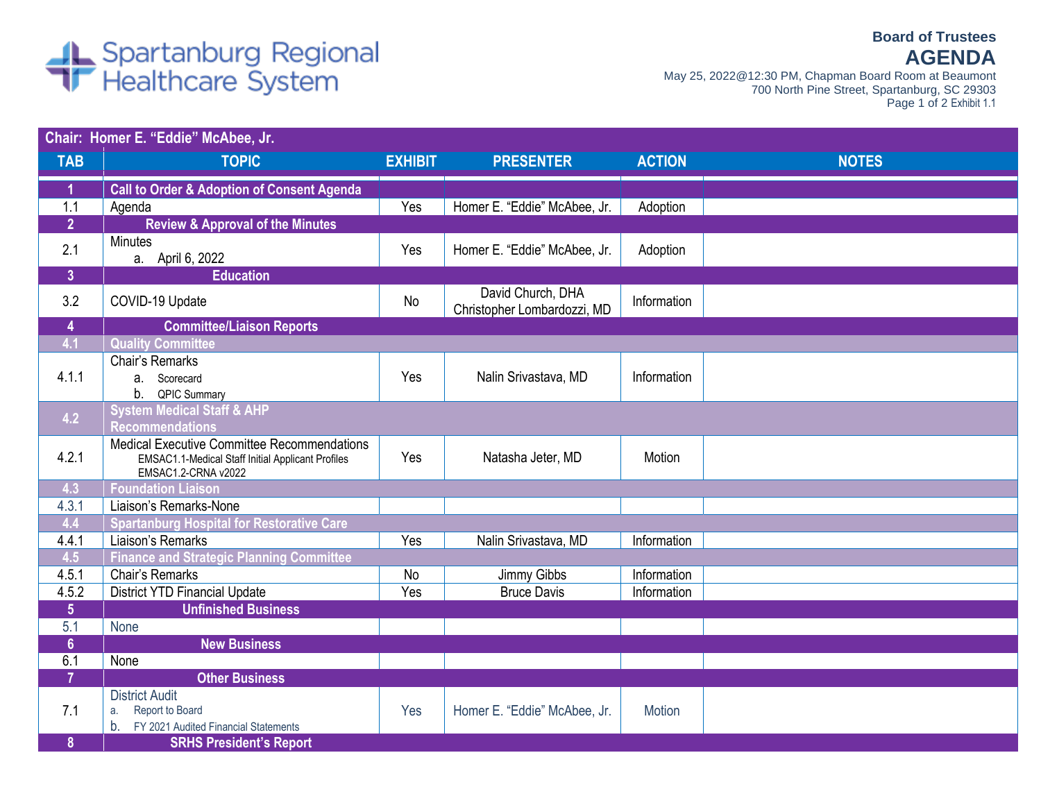Spartanburg Regional Healthcare System

**Board of Trustees**

# AGENDA

May 25, 2022@12:30 PM, Chapman Board Room at Beaumont
700 North Pine Street, Spartanburg, SC 29303
Exhibit 1.1

**Chair: Homer E. "Eddie" McAbee, Jr.**

| TAB | TOPIC | EXHIBIT | PRESENTER | ACTION | NOTES |
|---|---|---|---|---|---|
| **1** | **Call to Order & Adoption of Consent Agenda** | | | | |
| 1.1 | Agenda | Yes | Homer E. "Eddie" McAbee, Jr. | Adoption | |
| **2** | **Review & Approval of the Minutes** | | | | |
| 2.1 | Minutes<br>a. April 6, 2022 | Yes | Homer E. "Eddie" McAbee, Jr. | Adoption | |
| **3** | **Education** | | | | |
| 3.2 | COVID-19 Update | No | David Church, DHA<br>Christopher Lombardozzi, MD | Information | |
| **4** | **Committee/Liaison Reports** | | | | |
| **4.1** | **Quality Committee** | | | | |
| 4.1.1 | Chair's Remarks<br>a. Scorecard<br>b. QPIC Summary | Yes | Nalin Srivastava, MD | Information | |
| **4.2** | **System Medical Staff & AHP Recommendations** | | | | |
| 4.2.1 | Medical Executive Committee Recommendations<br>EMSAC1.1-Medical Staff Initial Applicant Profiles<br>EMSAC1.2-CRNA v2022 | Yes | Natasha Jeter, MD | Motion | |
| **4.3** | **Foundation Liaison** | | | | |
| 4.3.1 | Liaison's Remarks-None | | | | |
| **4.4** | **Spartanburg Hospital for Restorative Care** | | | | |
| 4.4.1 | Liaison's Remarks | Yes | Nalin Srivastava, MD | Information | |
| **4.5** | **Finance and Strategic Planning Committee** | | | | |
| 4.5.1 | Chair's Remarks | No | Jimmy Gibbs | Information | |
| 4.5.2 | District YTD Financial Update | Yes | Bruce Davis | Information | |
| **5** | **Unfinished Business** | | | | |
| 5.1 | None | | | | |
| **6** | **New Business** | | | | |
| 6.1 | None | | | | |
| **7** | **Other Business** | | | | |
| 7.1 | District Audit<br>a. Report to Board<br>b. FY 2021 Audited Financial Statements | Yes | Homer E. "Eddie" McAbee, Jr. | Motion | |
| **8** | **SRHS President's Report** | | | | |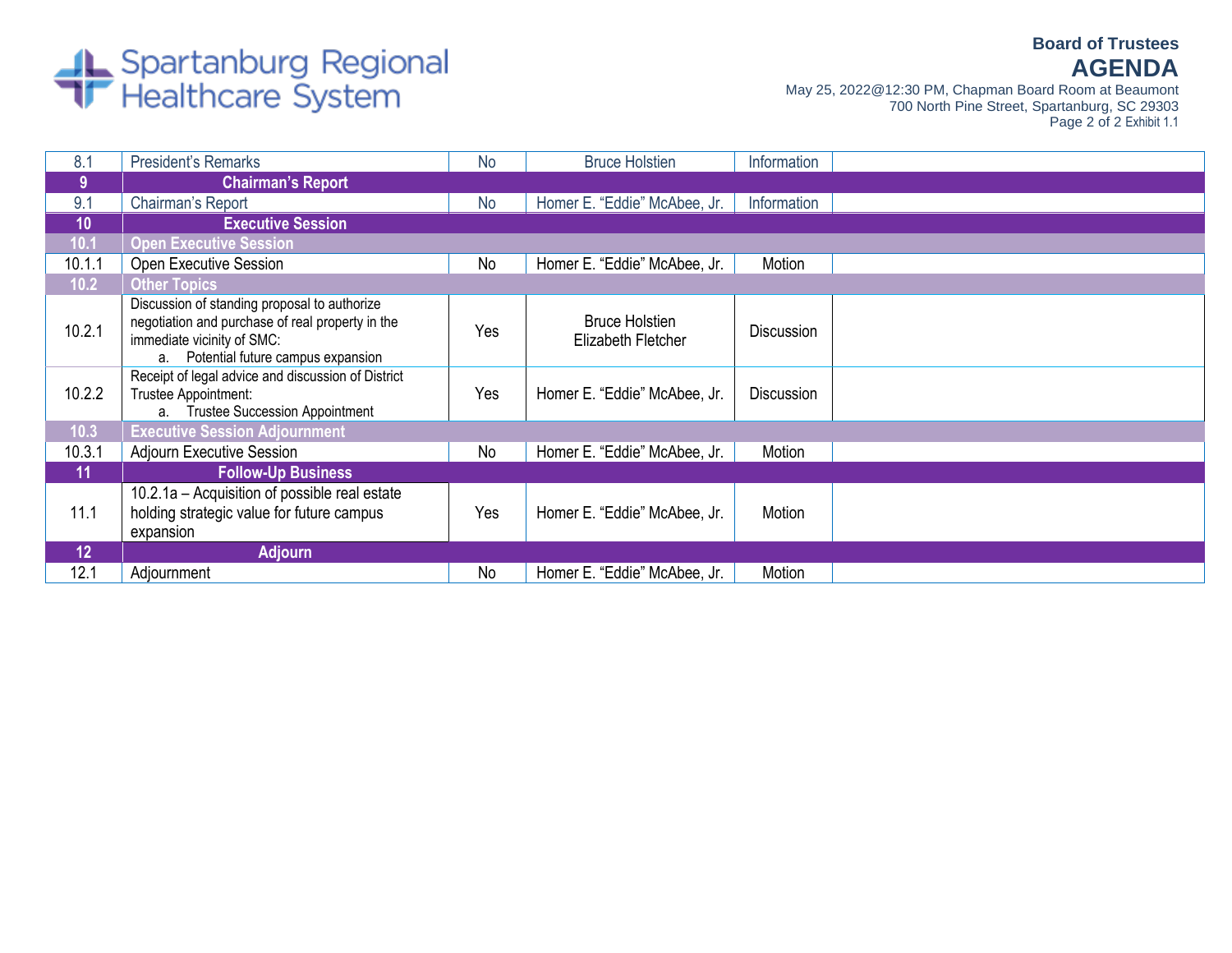| | | | | | |
|---|---|---|---|---|---|
| 8.1 | President's Remarks | No | Bruce Holstien | Information | |
| **9** | **Chairman's Report** | | | | |
| 9.1 | Chairman's Report | No | Homer E. "Eddie" McAbee, Jr. | Information | |
| **10** | **Executive Session** | | | | |
| **10.1** | **Open Executive Session** | | | | |
| 10.1.1 | Open Executive Session | No | Homer E. "Eddie" McAbee, Jr. | Motion | |
| **10.2** | **Other Topics** | | | | |
| 10.2.1 | Discussion of standing proposal to authorize negotiation and purchase of real property in the immediate vicinity of SMC: a. Potential future campus expansion | Yes | Bruce Holstien Elizabeth Fletcher | Discussion | |
| 10.2.2 | Receipt of legal advice and discussion of District Trustee Appointment: a. Trustee Succession Appointment | Yes | Homer E. "Eddie" McAbee, Jr. | Discussion | |
| **10.3** | **Executive Session Adjournment** | | | | |
| 10.3.1 | Adjourn Executive Session | No | Homer E. "Eddie" McAbee, Jr. | Motion | |
| **11** | **Follow-Up Business** | | | | |
| 11.1 | 10.2.1a – Acquisition of possible real estate holding strategic value for future campus expansion | Yes | Homer E. "Eddie" McAbee, Jr. | Motion | |
| **12** | **Adjourn** | | | | |
| 12.1 | Adjournment | No | Homer E. "Eddie" McAbee, Jr. | Motion | |